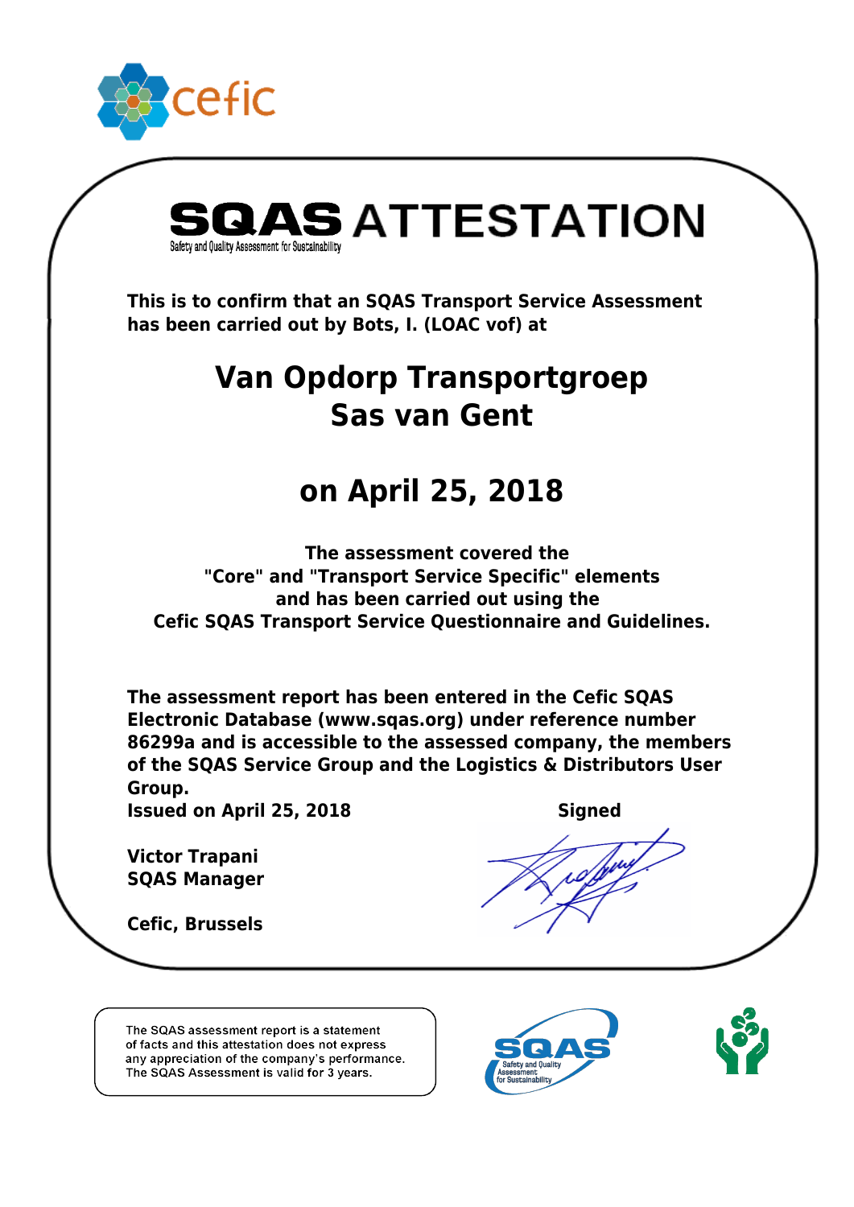cefic

# SQAS ATTESTATION

Safety and Quality Assessment for Sustainability

**This is to confirm that an SQAS Transport Service Assessment has been carried out by Bots, I. (LOAC vof) at**

## Van Opdorp Transportgroep
## Sas van Gent

## on April 25, 2018

**The assessment covered the "Core" and "Transport Service Specific" elements and has been carried out using the Cefic SQAS Transport Service Questionnaire and Guidelines.**

**The assessment report has been entered in the Cefic SQAS Electronic Database (www.sqas.org) under reference number 86299a and is accessible to the assessed company, the members of the SQAS Service Group and the Logistics & Distributors User Group.**

**Issued on April 25, 2018**

**Signed**

**Victor Trapani**
**SQAS Manager**

**Cefic, Brussels**

The SQAS assessment report is a statement of facts and this attestation does not express any appreciation of the company's performance. The SQAS Assessment is valid for 3 years.

SQAS Safety and Quality Assessment for Sustainability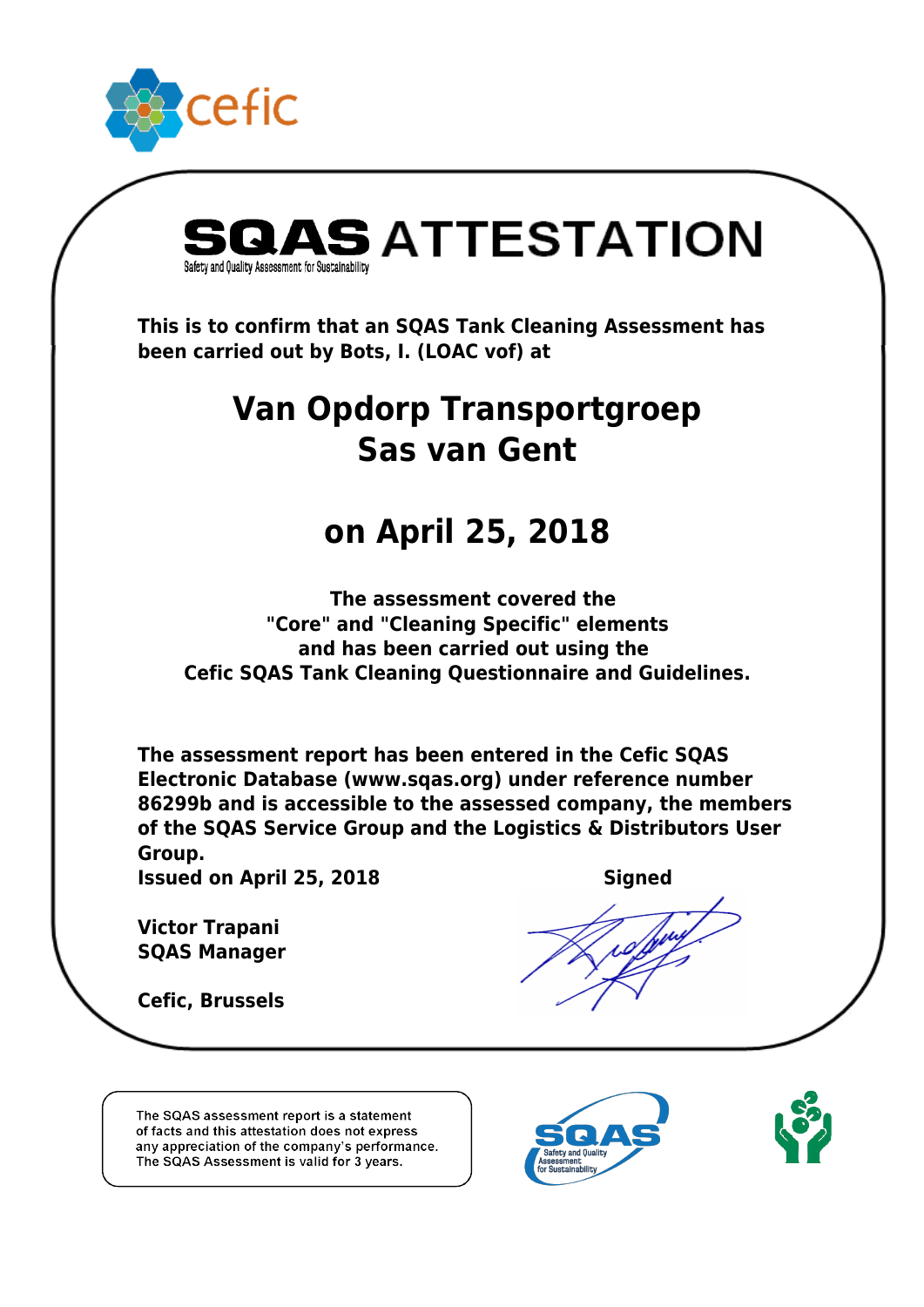cefic

# SQAS ATTESTATION

Safety and Quality Assessment for Sustainability

**This is to confirm that an SQAS Tank Cleaning Assessment has been carried out by Bots, I. (LOAC vof) at**

## Van Opdorp Transportgroep
## Sas van Gent

## on April 25, 2018

**The assessment covered the "Core" and "Cleaning Specific" elements and has been carried out using the Cefic SQAS Tank Cleaning Questionnaire and Guidelines.**

**The assessment report has been entered in the Cefic SQAS Electronic Database (www.sqas.org) under reference number 86299b and is accessible to the assessed company, the members of the SQAS Service Group and the Logistics & Distributors User Group.**

**Issued on April 25, 2018**

**Signed**

**Victor Trapani**
**SQAS Manager**

**Cefic, Brussels**

The SQAS assessment report is a statement of facts and this attestation does not express any appreciation of the company's performance. The SQAS Assessment is valid for 3 years.

SQAS Safety and Quality Assessment for Sustainability